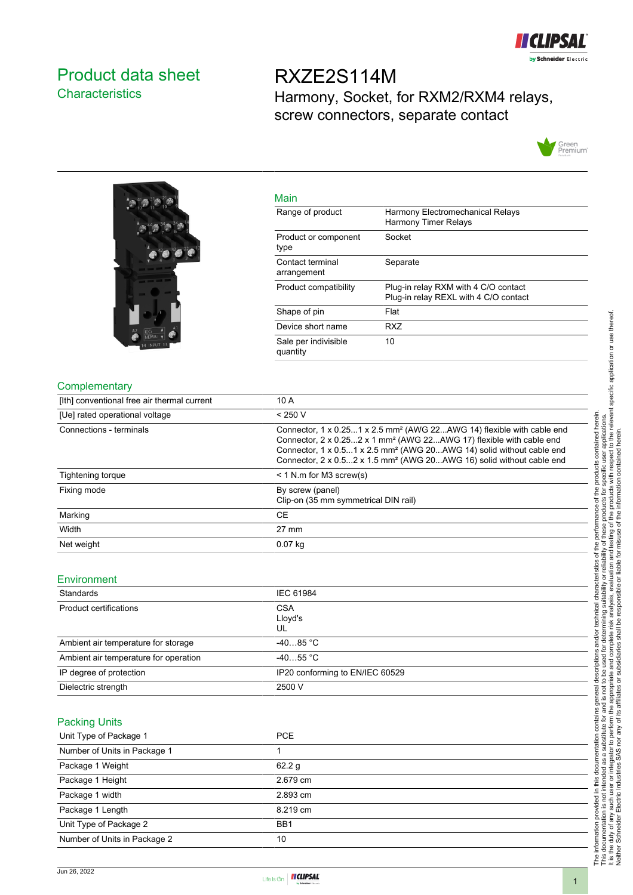# Product data sheet
## Characteristics

# RXZE2S114M
## Harmony, Socket, for RXM2/RXM4 relays, screw connectors, separate contact

### Main

| | |
|---|---|
| Range of product | Harmony Electromechanical Relays<br>Harmony Timer Relays |
| Product or component type | Socket |
| Contact terminal arrangement | Separate |
| Product compatibility | Plug-in relay RXM with 4 C/O contact<br>Plug-in relay REXL with 4 C/O contact |
| Shape of pin | Flat |
| Device short name | RXZ |
| Sale per indivisible quantity | 10 |

### Complementary

| | |
|---|---|
| [Ith] conventional free air thermal current | 10 A |
| [Ue] rated operational voltage | < 250 V |
| Connections - terminals | Connector, 1 x 0.25...1 x 2.5 mm² (AWG 22...AWG 14) flexible with cable end<br>Connector, 2 x 0.25...2 x 1 mm² (AWG 22...AWG 17) flexible with cable end<br>Connector, 1 x 0.5...1 x 2.5 mm² (AWG 20...AWG 14) solid without cable end<br>Connector, 2 x 0.5...2 x 1.5 mm² (AWG 20...AWG 16) solid without cable end |
| Tightening torque | < 1 N.m for M3 screw(s) |
| Fixing mode | By screw (panel)<br>Clip-on (35 mm symmetrical DIN rail) |
| Marking | CE |
| Width | 27 mm |
| Net weight | 0.07 kg |

### Environment

| | |
|---|---|
| Standards | IEC 61984 |
| Product certifications | CSA<br>Lloyd's<br>UL |
| Ambient air temperature for storage | -40…85 °C |
| Ambient air temperature for operation | -40…55 °C |
| IP degree of protection | IP20 conforming to EN/IEC 60529 |
| Dielectric strength | 2500 V |

### Packing Units

| | |
|---|---|
| Unit Type of Package 1 | PCE |
| Number of Units in Package 1 | 1 |
| Package 1 Weight | 62.2 g |
| Package 1 Height | 2.679 cm |
| Package 1 width | 2.893 cm |
| Package 1 Length | 8.219 cm |
| Unit Type of Package 2 | BB1 |
| Number of Units in Package 2 | 10 |

The information provided in this documentation contains general descriptions and/or technical characteristics of the performance of the products contained herein. This documentation is not intended as a substitute for and is not to be used for determining suitability or reliability of these products for specific user applications. It is the duty of any such user or integrator to perform the appropriate and complete risk analysis, evaluation and testing of the products with respect to the relevant specific application or use thereof. Neither Schneider Electric Industries SAS nor any of its affiliates or subsidiaries shall be responsible or liable for misuse of the information contained herein.

Jun 26, 2022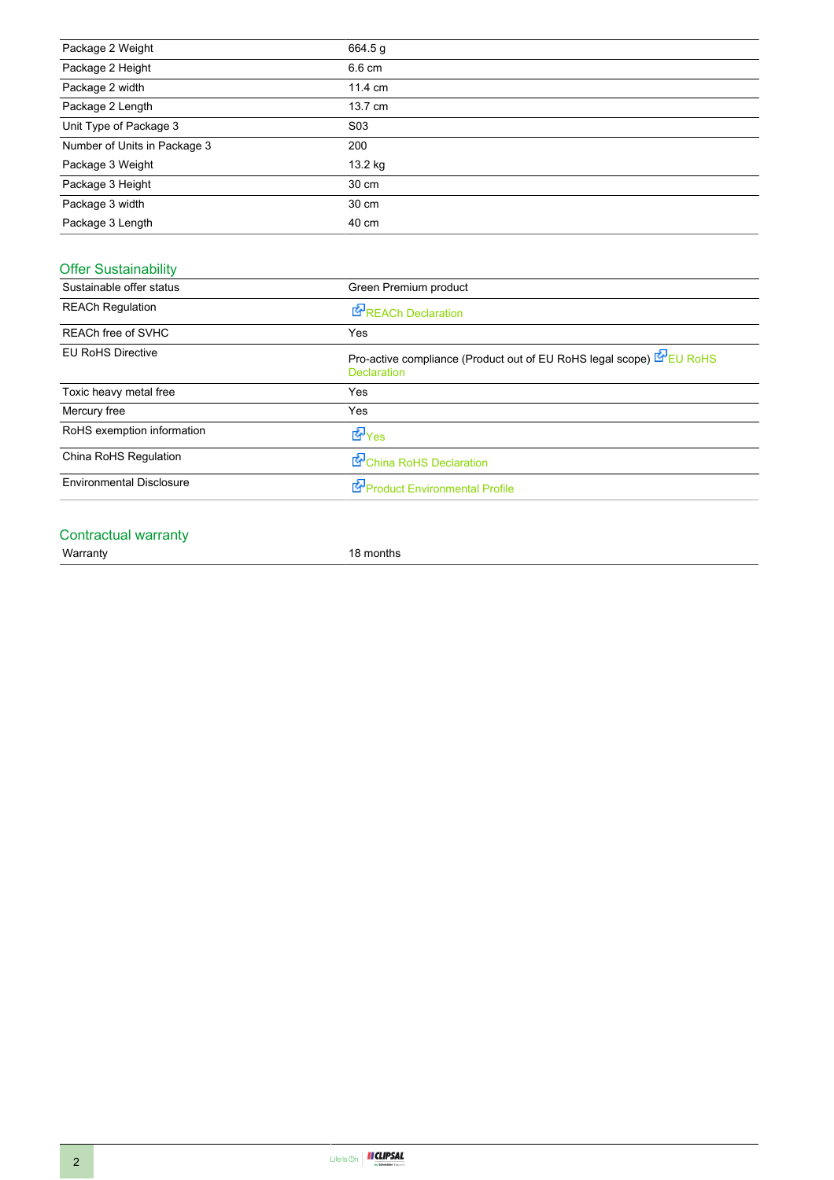| | |
|---|---|
| Package 2 Weight | 664.5 g |
| Package 2 Height | 6.6 cm |
| Package 2 width | 11.4 cm |
| Package 2 Length | 13.7 cm |
| Unit Type of Package 3 | S03 |
| Number of Units in Package 3 | 200 |
| Package 3 Weight | 13.2 kg |
| Package 3 Height | 30 cm |
| Package 3 width | 30 cm |
| Package 3 Length | 40 cm |

## Offer Sustainability

| | |
|---|---|
| Sustainable offer status | Green Premium product |
| REACh Regulation | REACh Declaration |
| REACh free of SVHC | Yes |
| EU RoHS Directive | Pro-active compliance (Product out of EU RoHS legal scope) EU RoHS Declaration |
| Toxic heavy metal free | Yes |
| Mercury free | Yes |
| RoHS exemption information | Yes |
| China RoHS Regulation | China RoHS Declaration |
| Environmental Disclosure | Product Environmental Profile |

## Contractual warranty

| | |
|---|---|
| Warranty | 18 months |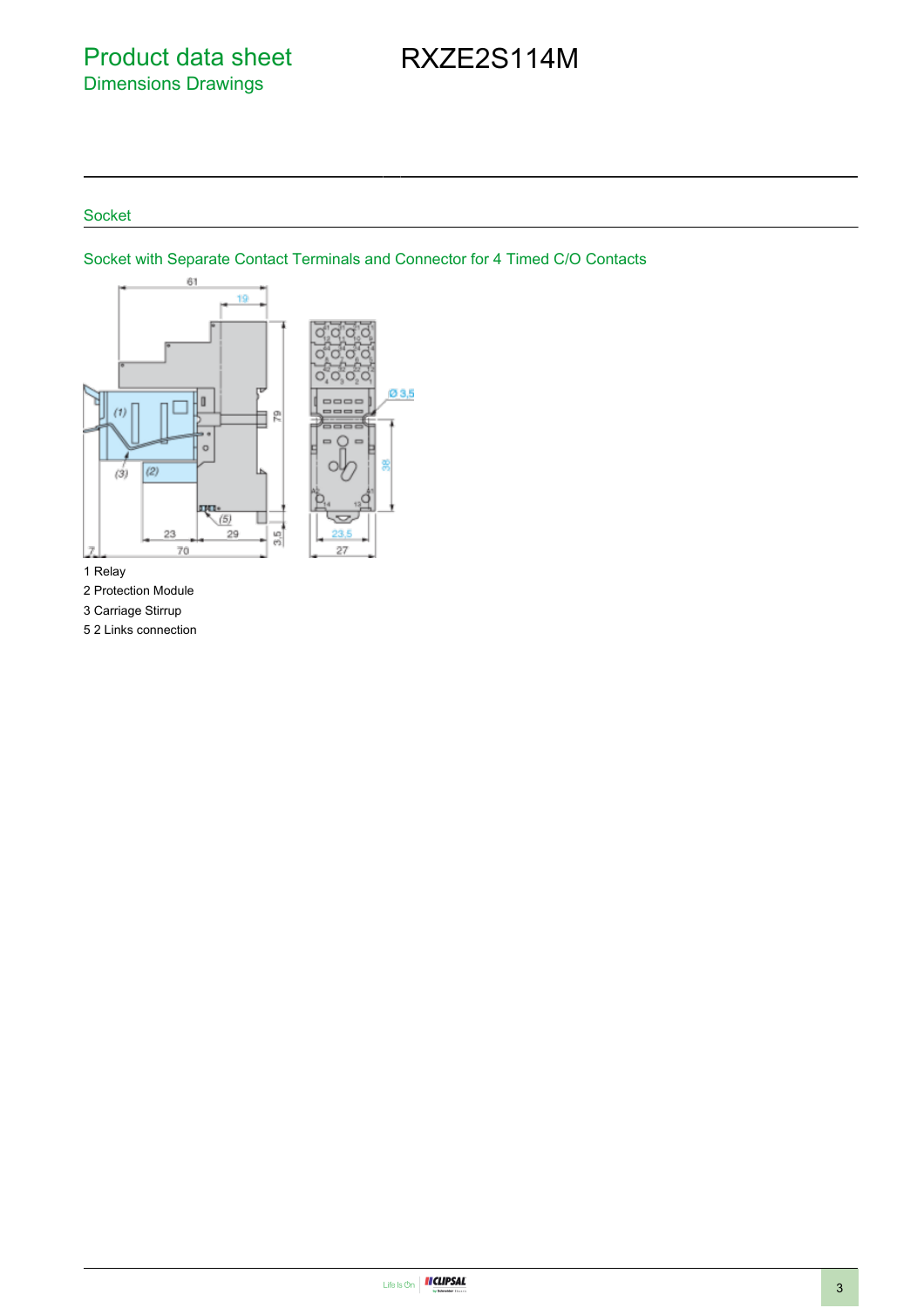# Product data sheet
## Dimensions Drawings

RXZE2S114M

### Socket

#### Socket with Separate Contact Terminals and Connector for 4 Timed C/O Contacts

61
19
(1)
(3)
(2)
(5)
79
Ø 3,5
38
23
29
70
7
3,5
23,5
27

1 Relay
2 Protection Module
3 Carriage Stirrup
5 2 Links connection